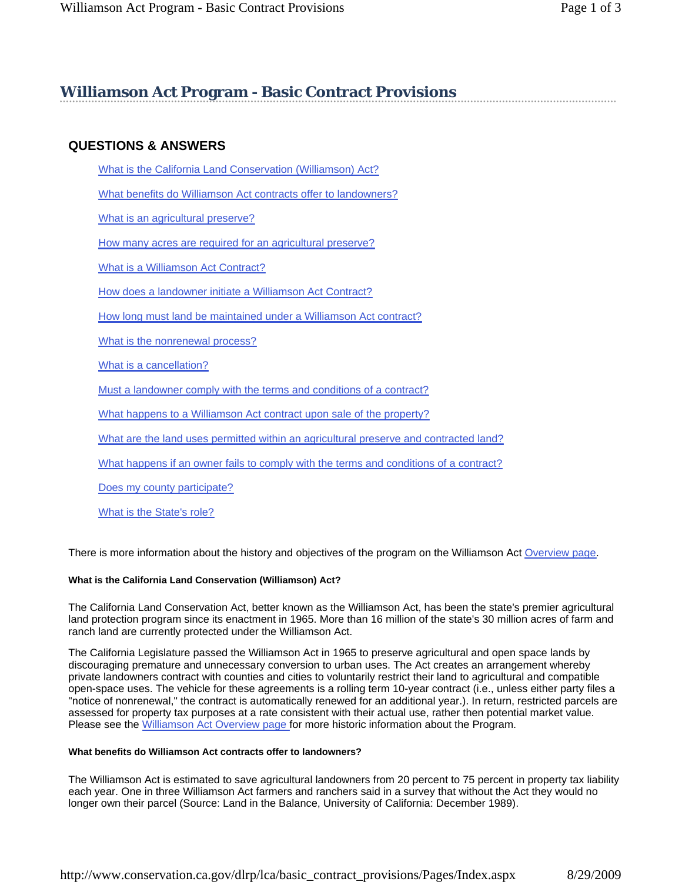# Williamson Act Program - Basic Contract Provisions

## QUESTIONS & ANSWERS

- What is the California Land Conservation (Williamson) Act?
- What benefits do Williamson Act contracts offer to landowners?
- What is an agricultural preserve?
- How many acres are required for an agricultural preserve?
- What is a Williamson Act Contract?
- How does a landowner initiate a Williamson Act Contract?
- How long must land be maintained under a Williamson Act contract?
- What is the nonrenewal process?
- What is a cancellation?
- Must a landowner comply with the terms and conditions of a contract?
- What happens to a Williamson Act contract upon sale of the property?
- What are the land uses permitted within an agricultural preserve and contracted land?
- What happens if an owner fails to comply with the terms and conditions of a contract?
- Does my county participate?
- What is the State's role?

There is more information about the history and objectives of the program on the Williamson Act Overview page.

#### What is the California Land Conservation (Williamson) Act?

The California Land Conservation Act, better known as the Williamson Act, has been the state's premier agricultural land protection program since its enactment in 1965. More than 16 million of the state's 30 million acres of farm and ranch land are currently protected under the Williamson Act.

The California Legislature passed the Williamson Act in 1965 to preserve agricultural and open space lands by discouraging premature and unnecessary conversion to urban uses. The Act creates an arrangement whereby private landowners contract with counties and cities to voluntarily restrict their land to agricultural and compatible open-space uses. The vehicle for these agreements is a rolling term 10-year contract (i.e., unless either party files a "notice of nonrenewal," the contract is automatically renewed for an additional year.). In return, restricted parcels are assessed for property tax purposes at a rate consistent with their actual use, rather then potential market value. Please see the Williamson Act Overview page for more historic information about the Program.

#### What benefits do Williamson Act contracts offer to landowners?

The Williamson Act is estimated to save agricultural landowners from 20 percent to 75 percent in property tax liability each year. One in three Williamson Act farmers and ranchers said in a survey that without the Act they would no longer own their parcel (Source: Land in the Balance, University of California: December 1989).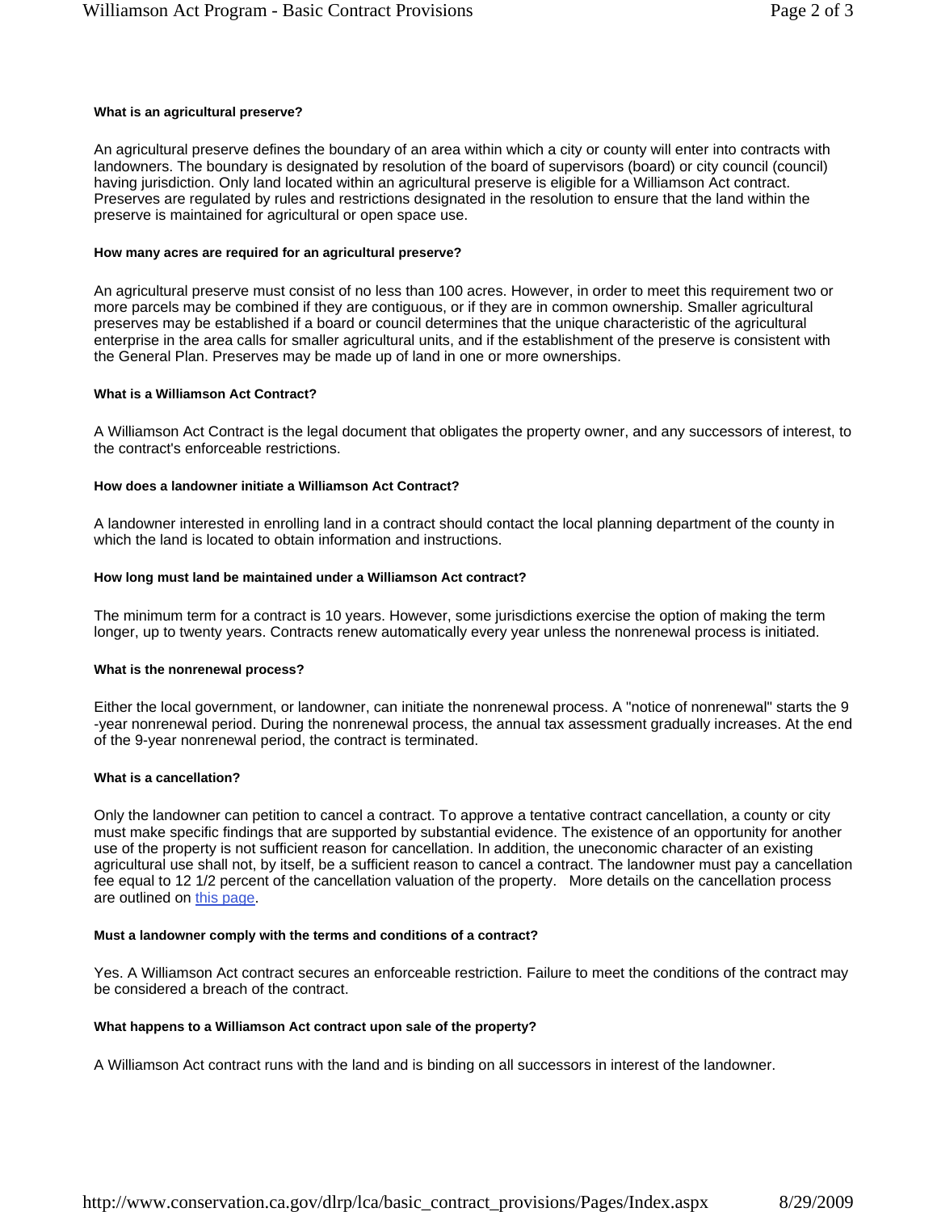#### What is an agricultural preserve?

An agricultural preserve defines the boundary of an area within which a city or county will enter into contracts with landowners. The boundary is designated by resolution of the board of supervisors (board) or city council (council) having jurisdiction. Only land located within an agricultural preserve is eligible for a Williamson Act contract. Preserves are regulated by rules and restrictions designated in the resolution to ensure that the land within the preserve is maintained for agricultural or open space use.

#### How many acres are required for an agricultural preserve?

An agricultural preserve must consist of no less than 100 acres. However, in order to meet this requirement two or more parcels may be combined if they are contiguous, or if they are in common ownership. Smaller agricultural preserves may be established if a board or council determines that the unique characteristic of the agricultural enterprise in the area calls for smaller agricultural units, and if the establishment of the preserve is consistent with the General Plan. Preserves may be made up of land in one or more ownerships.

#### What is a Williamson Act Contract?

A Williamson Act Contract is the legal document that obligates the property owner, and any successors of interest, to the contract's enforceable restrictions.

#### How does a landowner initiate a Williamson Act Contract?

A landowner interested in enrolling land in a contract should contact the local planning department of the county in which the land is located to obtain information and instructions.

#### How long must land be maintained under a Williamson Act contract?

The minimum term for a contract is 10 years. However, some jurisdictions exercise the option of making the term longer, up to twenty years. Contracts renew automatically every year unless the nonrenewal process is initiated.

#### What is the nonrenewal process?

Either the local government, or landowner, can initiate the nonrenewal process. A "notice of nonrenewal" starts the 9 -year nonrenewal period. During the nonrenewal process, the annual tax assessment gradually increases. At the end of the 9-year nonrenewal period, the contract is terminated.

#### What is a cancellation?

Only the landowner can petition to cancel a contract. To approve a tentative contract cancellation, a county or city must make specific findings that are supported by substantial evidence. The existence of an opportunity for another use of the property is not sufficient reason for cancellation. In addition, the uneconomic character of an existing agricultural use shall not, by itself, be a sufficient reason to cancel a contract. The landowner must pay a cancellation fee equal to 12 1/2 percent of the cancellation valuation of the property. More details on the cancellation process are outlined on this page.

#### Must a landowner comply with the terms and conditions of a contract?

Yes. A Williamson Act contract secures an enforceable restriction. Failure to meet the conditions of the contract may be considered a breach of the contract.

#### What happens to a Williamson Act contract upon sale of the property?

A Williamson Act contract runs with the land and is binding on all successors in interest of the landowner.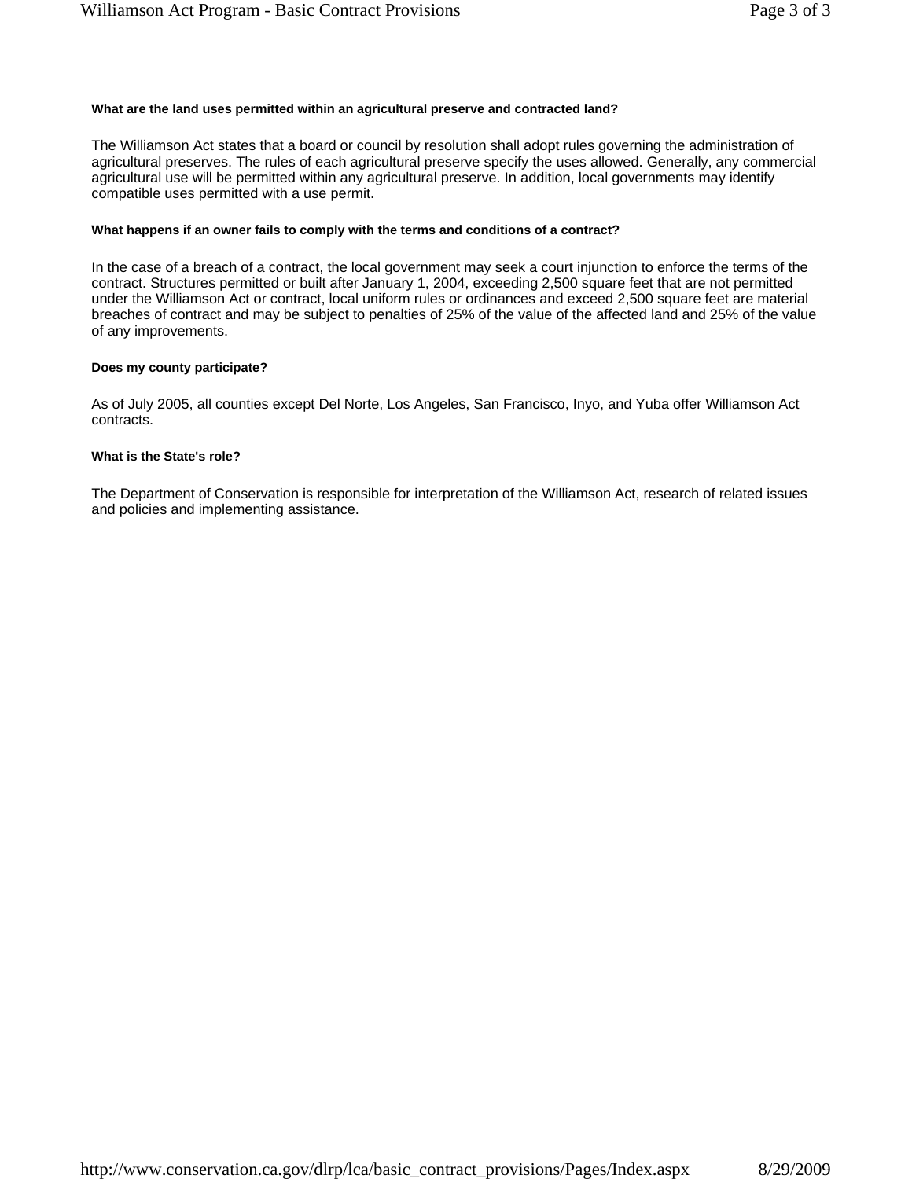**What are the land uses permitted within an agricultural preserve and contracted land?**

The Williamson Act states that a board or council by resolution shall adopt rules governing the administration of agricultural preserves. The rules of each agricultural preserve specify the uses allowed. Generally, any commercial agricultural use will be permitted within any agricultural preserve. In addition, local governments may identify compatible uses permitted with a use permit.

**What happens if an owner fails to comply with the terms and conditions of a contract?**

In the case of a breach of a contract, the local government may seek a court injunction to enforce the terms of the contract. Structures permitted or built after January 1, 2004, exceeding 2,500 square feet that are not permitted under the Williamson Act or contract, local uniform rules or ordinances and exceed 2,500 square feet are material breaches of contract and may be subject to penalties of 25% of the value of the affected land and 25% of the value of any improvements.

**Does my county participate?**

As of July 2005, all counties except Del Norte, Los Angeles, San Francisco, Inyo, and Yuba offer Williamson Act contracts.

**What is the State's role?**

The Department of Conservation is responsible for interpretation of the Williamson Act, research of related issues and policies and implementing assistance.